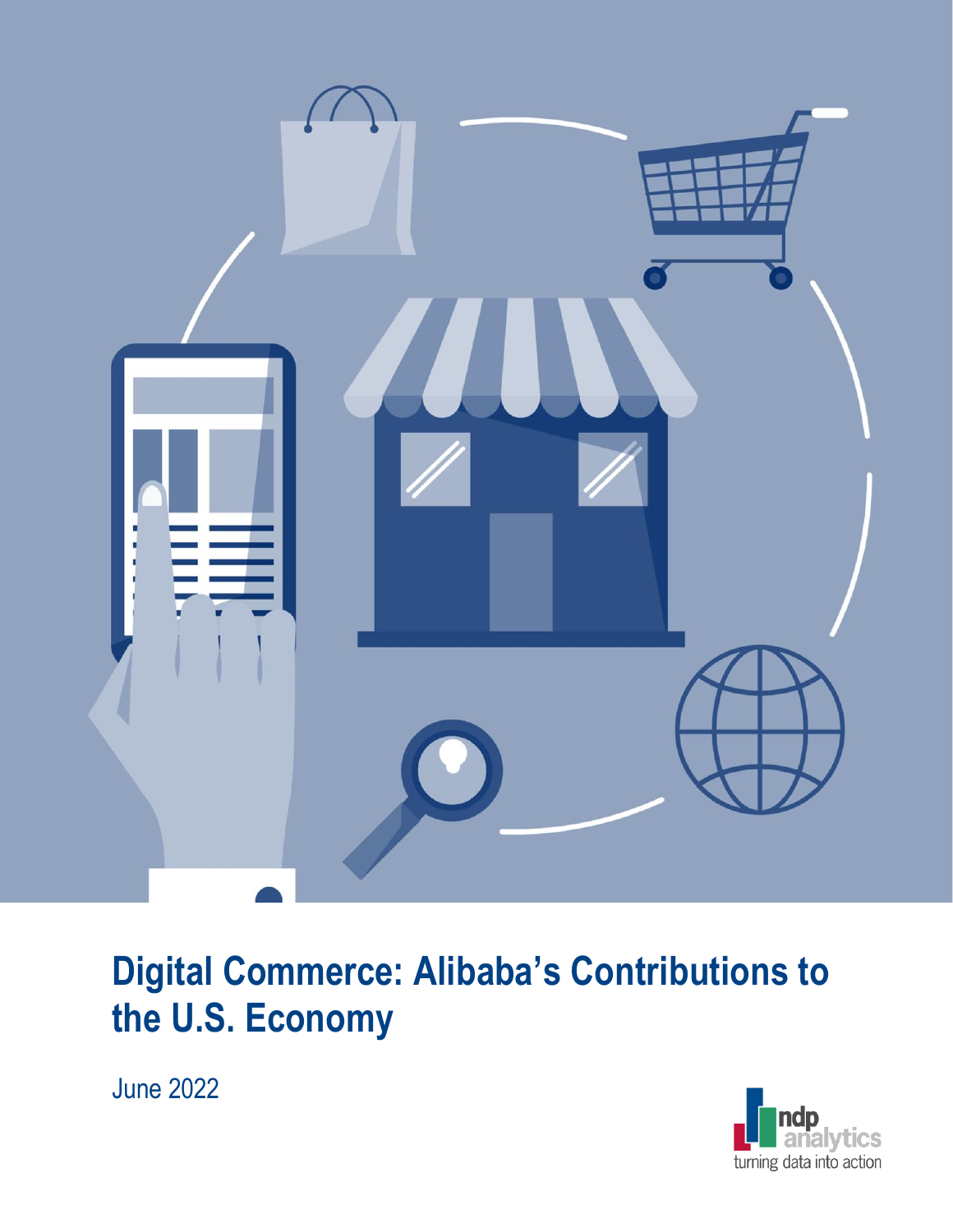# Digital Commerce: Alibaba's Contributions to the U.S. Economy

June 2022

ndp analytics
turning data into action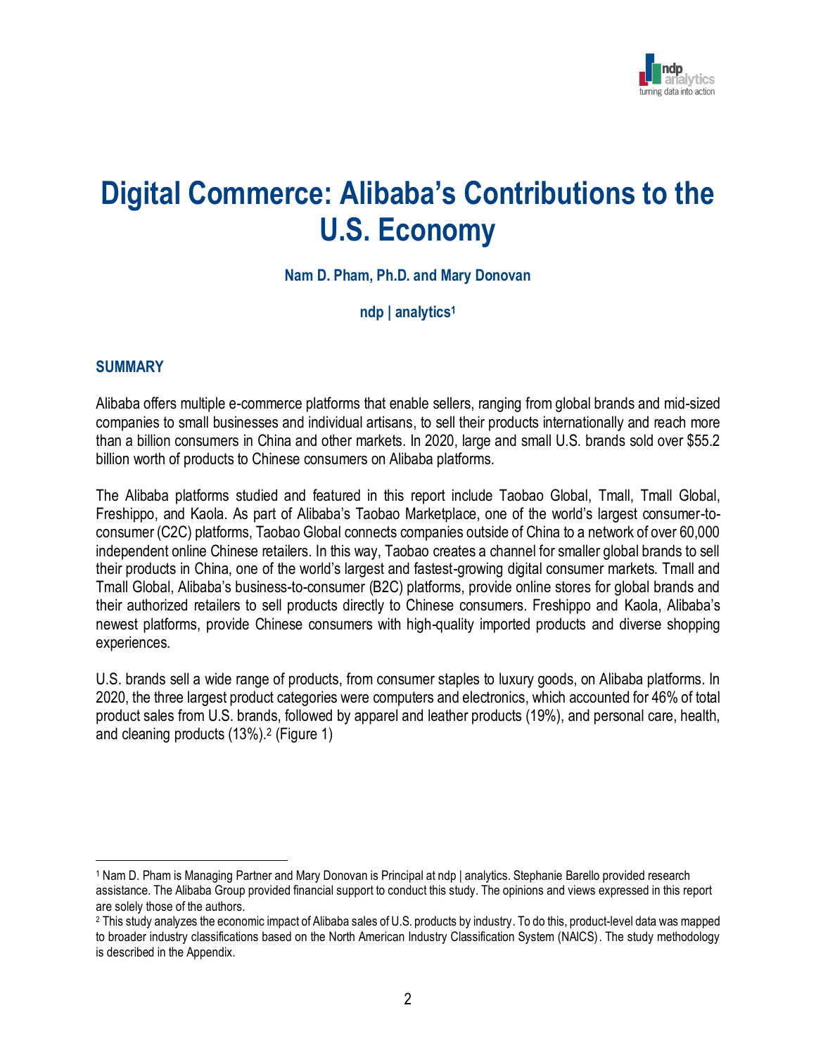# Digital Commerce: Alibaba's Contributions to the U.S. Economy

**Nam D. Pham, Ph.D. and Mary Donovan**

**ndp | analytics[1]**

## SUMMARY

Alibaba offers multiple e-commerce platforms that enable sellers, ranging from global brands and mid-sized companies to small businesses and individual artisans, to sell their products internationally and reach more than a billion consumers in China and other markets. In 2020, large and small U.S. brands sold over $55.2 billion worth of products to Chinese consumers on Alibaba platforms.

The Alibaba platforms studied and featured in this report include Taobao Global, Tmall, Tmall Global, Freshippo, and Kaola. As part of Alibaba's Taobao Marketplace, one of the world's largest consumer-to-consumer (C2C) platforms, Taobao Global connects companies outside of China to a network of over 60,000 independent online Chinese retailers. In this way, Taobao creates a channel for smaller global brands to sell their products in China, one of the world's largest and fastest-growing digital consumer markets. Tmall and Tmall Global, Alibaba's business-to-consumer (B2C) platforms, provide online stores for global brands and their authorized retailers to sell products directly to Chinese consumers. Freshippo and Kaola, Alibaba's newest platforms, provide Chinese consumers with high-quality imported products and diverse shopping experiences.

U.S. brands sell a wide range of products, from consumer staples to luxury goods, on Alibaba platforms. In 2020, the three largest product categories were computers and electronics, which accounted for 46% of total product sales from U.S. brands, followed by apparel and leather products (19%), and personal care, health, and cleaning products (13%).[2] (Figure 1)

---

[1] Nam D. Pham is Managing Partner and Mary Donovan is Principal at ndp | analytics. Stephanie Barello provided research assistance. The Alibaba Group provided financial support to conduct this study. The opinions and views expressed in this report are solely those of the authors.

[2] This study analyzes the economic impact of Alibaba sales of U.S. products by industry. To do this, product-level data was mapped to broader industry classifications based on the North American Industry Classification System (NAICS). The study methodology is described in the Appendix.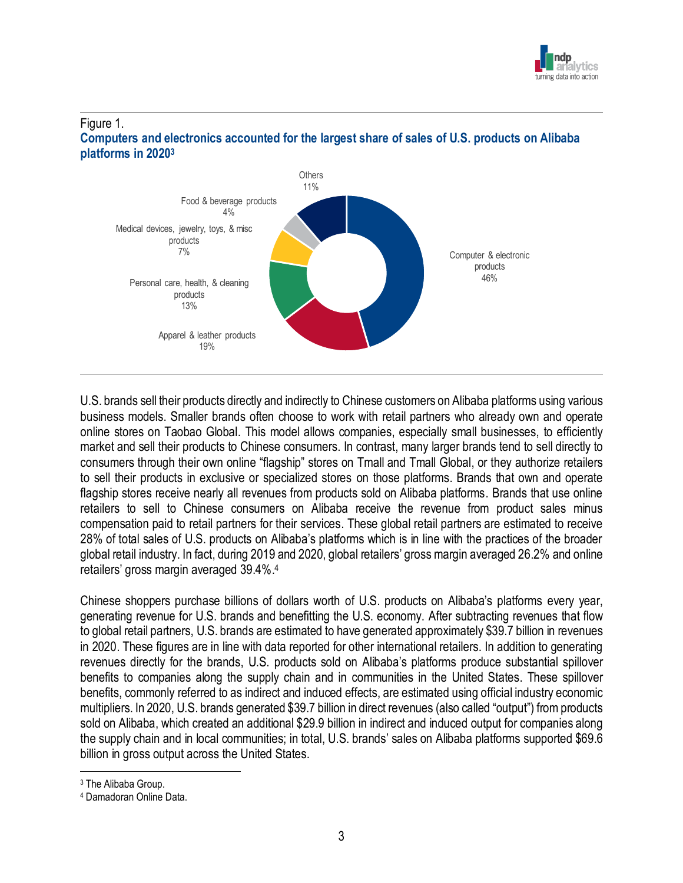Figure 1.

**Computers and electronics accounted for the largest share of sales of U.S. products on Alibaba platforms in 2020**[3]

Others 11%

Food & beverage products 4%

Medical devices, jewelry, toys, & misc products 7%

Personal care, health, & cleaning products 13%

Apparel & leather products 19%

Computer & electronic products 46%

U.S. brands sell their products directly and indirectly to Chinese customers on Alibaba platforms using various business models. Smaller brands often choose to work with retail partners who already own and operate online stores on Taobao Global. This model allows companies, especially small businesses, to efficiently market and sell their products to Chinese consumers. In contrast, many larger brands tend to sell directly to consumers through their own online "flagship" stores on Tmall and Tmall Global, or they authorize retailers to sell their products in exclusive or specialized stores on those platforms. Brands that own and operate flagship stores receive nearly all revenues from products sold on Alibaba platforms. Brands that use online retailers to sell to Chinese consumers on Alibaba receive the revenue from product sales minus compensation paid to retail partners for their services. These global retail partners are estimated to receive 28% of total sales of U.S. products on Alibaba's platforms which is in line with the practices of the broader global retail industry. In fact, during 2019 and 2020, global retailers' gross margin averaged 26.2% and online retailers' gross margin averaged 39.4%.[4]

Chinese shoppers purchase billions of dollars worth of U.S. products on Alibaba's platforms every year, generating revenue for U.S. brands and benefitting the U.S. economy. After subtracting revenues that flow to global retail partners, U.S. brands are estimated to have generated approximately $39.7 billion in revenues in 2020. These figures are in line with data reported for other international retailers. In addition to generating revenues directly for the brands, U.S. products sold on Alibaba's platforms produce substantial spillover benefits to companies along the supply chain and in communities in the United States. These spillover benefits, commonly referred to as indirect and induced effects, are estimated using official industry economic multipliers. In 2020, U.S. brands generated $39.7 billion in direct revenues (also called "output") from products sold on Alibaba, which created an additional $29.9 billion in indirect and induced output for companies along the supply chain and in local communities; in total, U.S. brands' sales on Alibaba platforms supported $69.6 billion in gross output across the United States.

---

[3] The Alibaba Group.

[4] Damadoran Online Data.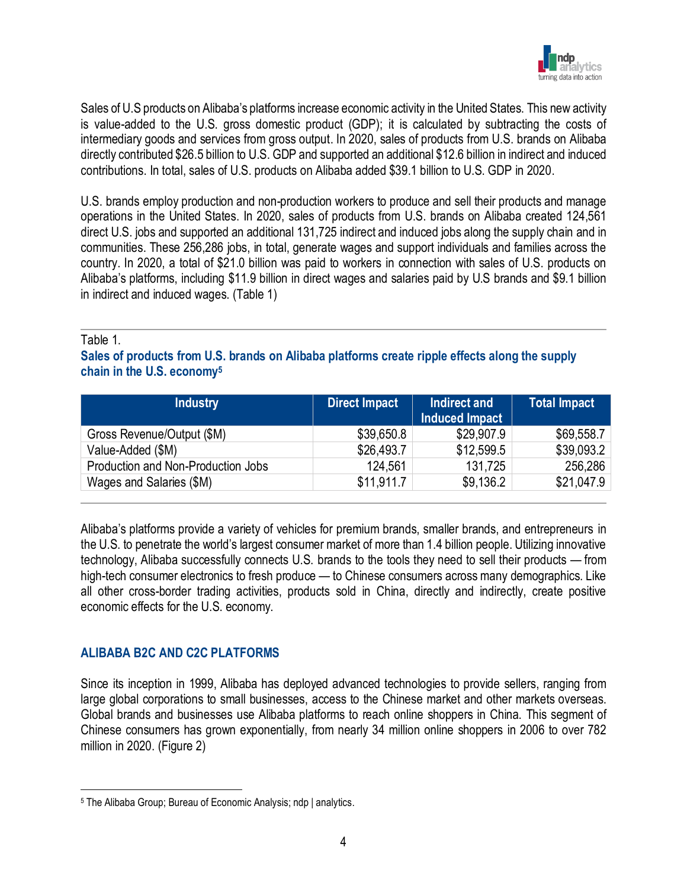Sales of U.S products on Alibaba's platforms increase economic activity in the United States. This new activity is value-added to the U.S. gross domestic product (GDP); it is calculated by subtracting the costs of intermediary goods and services from gross output. In 2020, sales of products from U.S. brands on Alibaba directly contributed $26.5 billion to U.S. GDP and supported an additional $12.6 billion in indirect and induced contributions. In total, sales of U.S. products on Alibaba added $39.1 billion to U.S. GDP in 2020.

U.S. brands employ production and non-production workers to produce and sell their products and manage operations in the United States. In 2020, sales of products from U.S. brands on Alibaba created 124,561 direct U.S. jobs and supported an additional 131,725 indirect and induced jobs along the supply chain and in communities. These 256,286 jobs, in total, generate wages and support individuals and families across the country. In 2020, a total of $21.0 billion was paid to workers in connection with sales of U.S. products on Alibaba's platforms, including $11.9 billion in direct wages and salaries paid by U.S brands and $9.1 billion in indirect and induced wages. (Table 1)

Table 1.

**Sales of products from U.S. brands on Alibaba platforms create ripple effects along the supply chain in the U.S. economy[5]**

| Industry | Direct Impact | Indirect and Induced Impact | Total Impact |
|---|---|---|---|
| Gross Revenue/Output ($M) | $39,650.8 | $29,907.9 | $69,558.7 |
| Value-Added ($M) | $26,493.7 | $12,599.5 | $39,093.2 |
| Production and Non-Production Jobs | 124,561 | 131,725 | 256,286 |
| Wages and Salaries ($M) | $11,911.7 | $9,136.2 | $21,047.9 |

Alibaba's platforms provide a variety of vehicles for premium brands, smaller brands, and entrepreneurs in the U.S. to penetrate the world's largest consumer market of more than 1.4 billion people. Utilizing innovative technology, Alibaba successfully connects U.S. brands to the tools they need to sell their products — from high-tech consumer electronics to fresh produce — to Chinese consumers across many demographics. Like all other cross-border trading activities, products sold in China, directly and indirectly, create positive economic effects for the U.S. economy.

## ALIBABA B2C AND C2C PLATFORMS

Since its inception in 1999, Alibaba has deployed advanced technologies to provide sellers, ranging from large global corporations to small businesses, access to the Chinese market and other markets overseas. Global brands and businesses use Alibaba platforms to reach online shoppers in China. This segment of Chinese consumers has grown exponentially, from nearly 34 million online shoppers in 2006 to over 782 million in 2020. (Figure 2)

---

[5] The Alibaba Group; Bureau of Economic Analysis; ndp | analytics.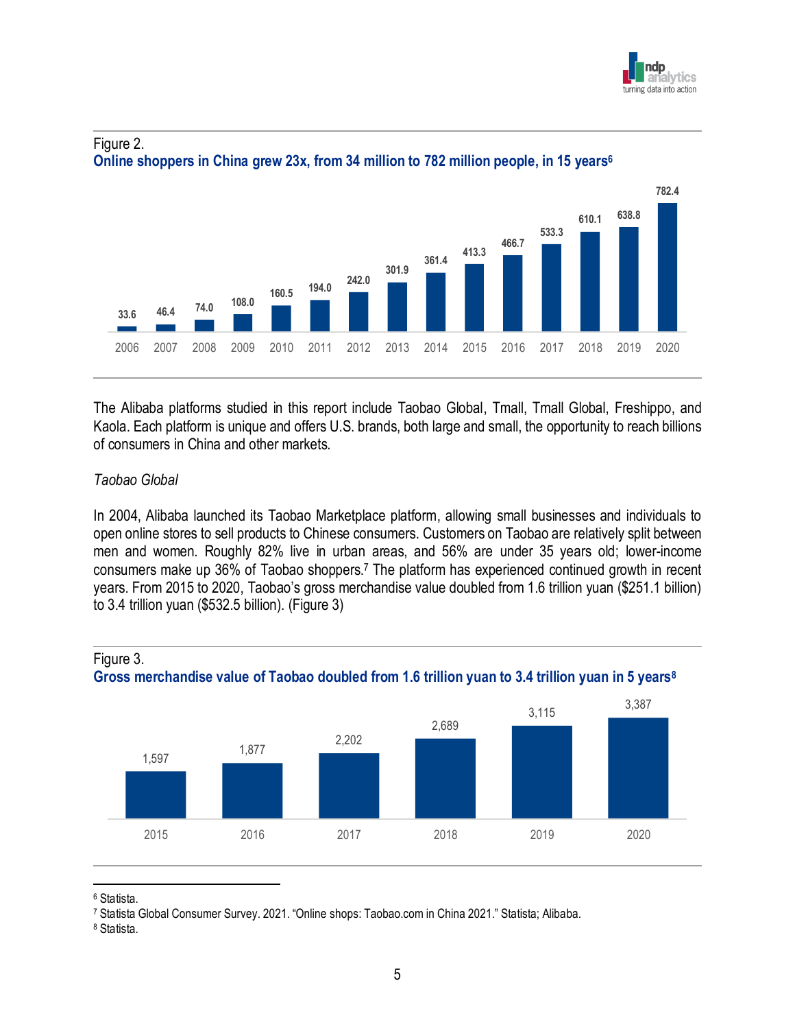Figure 2.

**Online shoppers in China grew 23x, from 34 million to 782 million people, in 15 years**[6]

| Year | 2006 | 2007 | 2008 | 2009 | 2010 | 2011 | 2012 | 2013 | 2014 | 2015 | 2016 | 2017 | 2018 | 2019 | 2020 |
|---|---|---|---|---|---|---|---|---|---|---|---|---|---|---|---|
| Online shoppers (millions) | 33.6 | 46.4 | 74.0 | 108.0 | 160.5 | 194.0 | 242.0 | 301.9 | 361.4 | 413.3 | 466.7 | 533.3 | 610.1 | 638.8 | 782.4 |

The Alibaba platforms studied in this report include Taobao Global, Tmall, Tmall Global, Freshippo, and Kaola. Each platform is unique and offers U.S. brands, both large and small, the opportunity to reach billions of consumers in China and other markets.

*Taobao Global*

In 2004, Alibaba launched its Taobao Marketplace platform, allowing small businesses and individuals to open online stores to sell products to Chinese consumers. Customers on Taobao are relatively split between men and women. Roughly 82% live in urban areas, and 56% are under 35 years old; lower-income consumers make up 36% of Taobao shoppers.[7] The platform has experienced continued growth in recent years. From 2015 to 2020, Taobao's gross merchandise value doubled from 1.6 trillion yuan ($251.1 billion) to 3.4 trillion yuan ($532.5 billion). (Figure 3)

Figure 3.

**Gross merchandise value of Taobao doubled from 1.6 trillion yuan to 3.4 trillion yuan in 5 years**[8]

| Year | 2015 | 2016 | 2017 | 2018 | 2019 | 2020 |
|---|---|---|---|---|---|---|
| Gross merchandise value | 1,597 | 1,877 | 2,202 | 2,689 | 3,115 | 3,387 |

[6] Statista.

[7] Statista Global Consumer Survey. 2021. "Online shops: Taobao.com in China 2021." Statista; Alibaba.

[8] Statista.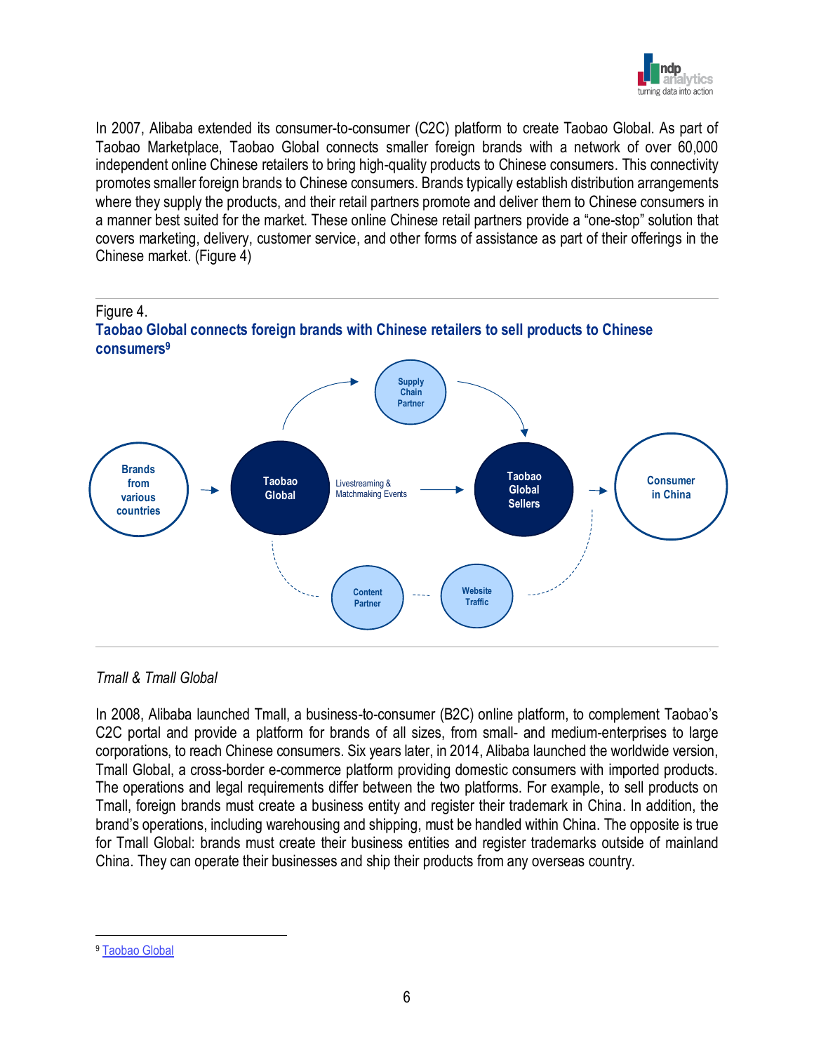In 2007, Alibaba extended its consumer-to-consumer (C2C) platform to create Taobao Global. As part of Taobao Marketplace, Taobao Global connects smaller foreign brands with a network of over 60,000 independent online Chinese retailers to bring high-quality products to Chinese consumers. This connectivity promotes smaller foreign brands to Chinese consumers. Brands typically establish distribution arrangements where they supply the products, and their retail partners promote and deliver them to Chinese consumers in a manner best suited for the market. These online Chinese retail partners provide a "one-stop" solution that covers marketing, delivery, customer service, and other forms of assistance as part of their offerings in the Chinese market. (Figure 4)

Figure 4.

**Taobao Global connects foreign brands with Chinese retailers to sell products to Chinese consumers**[9]

Brands from various countries → Taobao Global → Livestreaming & Matchmaking Events → Taobao Global Sellers → Consumer in China

Supply Chain Partner

Content Partner

Website Traffic

*Tmall & Tmall Global*

In 2008, Alibaba launched Tmall, a business-to-consumer (B2C) online platform, to complement Taobao's C2C portal and provide a platform for brands of all sizes, from small- and medium-enterprises to large corporations, to reach Chinese consumers. Six years later, in 2014, Alibaba launched the worldwide version, Tmall Global, a cross-border e-commerce platform providing domestic consumers with imported products. The operations and legal requirements differ between the two platforms. For example, to sell products on Tmall, foreign brands must create a business entity and register their trademark in China. In addition, the brand's operations, including warehousing and shipping, must be handled within China. The opposite is true for Tmall Global: brands must create their business entities and register trademarks outside of mainland China. They can operate their businesses and ship their products from any overseas country.

---

[9] Taobao Global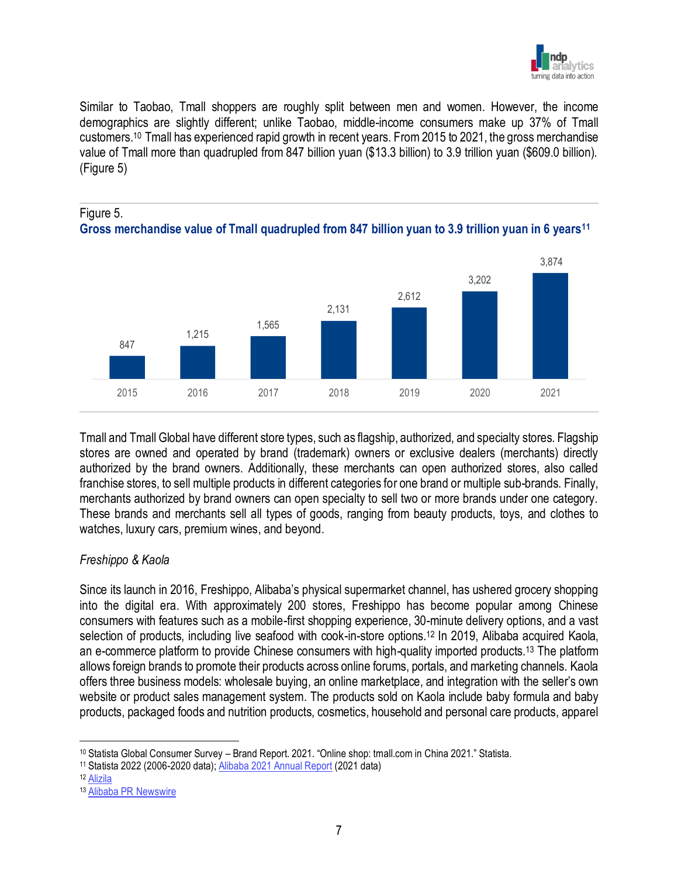Similar to Taobao, Tmall shoppers are roughly split between men and women. However, the income demographics are slightly different; unlike Taobao, middle-income consumers make up 37% of Tmall customers.[10] Tmall has experienced rapid growth in recent years. From 2015 to 2021, the gross merchandise value of Tmall more than quadrupled from 847 billion yuan ($13.3 billion) to 3.9 trillion yuan ($609.0 billion). (Figure 5)

Figure 5.
**Gross merchandise value of Tmall quadrupled from 847 billion yuan to 3.9 trillion yuan in 6 years**[11]

| 2015 | 2016 | 2017 | 2018 | 2019 | 2020 | 2021 |
|---|---|---|---|---|---|---|
| 847 | 1,215 | 1,565 | 2,131 | 2,612 | 3,202 | 3,874 |

Tmall and Tmall Global have different store types, such as flagship, authorized, and specialty stores. Flagship stores are owned and operated by brand (trademark) owners or exclusive dealers (merchants) directly authorized by the brand owners. Additionally, these merchants can open authorized stores, also called franchise stores, to sell multiple products in different categories for one brand or multiple sub-brands. Finally, merchants authorized by brand owners can open specialty to sell two or more brands under one category. These brands and merchants sell all types of goods, ranging from beauty products, toys, and clothes to watches, luxury cars, premium wines, and beyond.

*Freshippo & Kaola*

Since its launch in 2016, Freshippo, Alibaba's physical supermarket channel, has ushered grocery shopping into the digital era. With approximately 200 stores, Freshippo has become popular among Chinese consumers with features such as a mobile-first shopping experience, 30-minute delivery options, and a vast selection of products, including live seafood with cook-in-store options.[12] In 2019, Alibaba acquired Kaola, an e-commerce platform to provide Chinese consumers with high-quality imported products.[13] The platform allows foreign brands to promote their products across online forums, portals, and marketing channels. Kaola offers three business models: wholesale buying, an online marketplace, and integration with the seller's own website or product sales management system. The products sold on Kaola include baby formula and baby products, packaged foods and nutrition products, cosmetics, household and personal care products, apparel

---

[10] Statista Global Consumer Survey – Brand Report. 2021. "Online shop: tmall.com in China 2021." Statista.
[11] Statista 2022 (2006-2020 data); Alibaba 2021 Annual Report (2021 data)
[12] Alizila
[13] Alibaba PR Newswire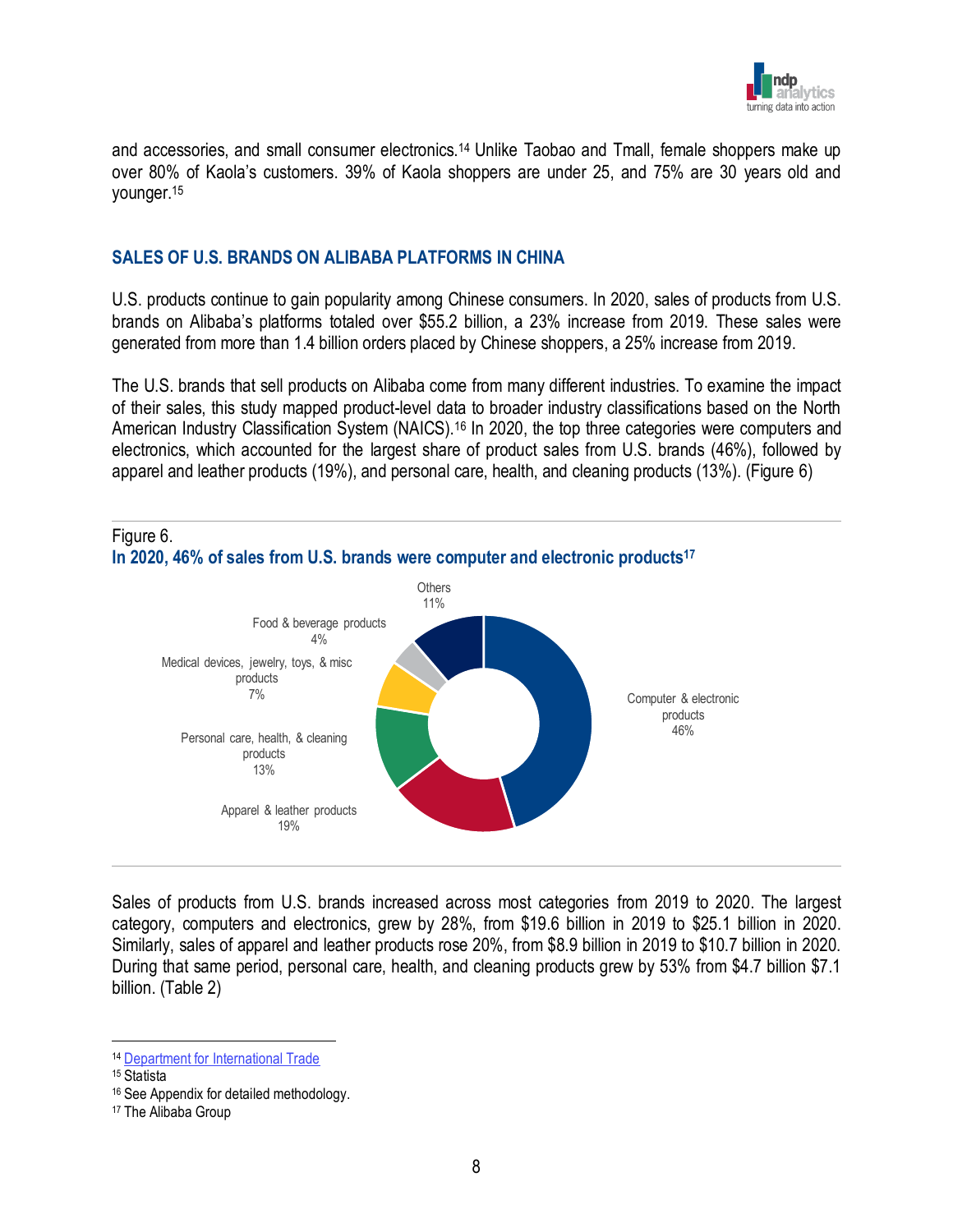and accessories, and small consumer electronics.[14] Unlike Taobao and Tmall, female shoppers make up over 80% of Kaola's customers. 39% of Kaola shoppers are under 25, and 75% are 30 years old and younger.[15]

## SALES OF U.S. BRANDS ON ALIBABA PLATFORMS IN CHINA

U.S. products continue to gain popularity among Chinese consumers. In 2020, sales of products from U.S. brands on Alibaba's platforms totaled over $55.2 billion, a 23% increase from 2019. These sales were generated from more than 1.4 billion orders placed by Chinese shoppers, a 25% increase from 2019.

The U.S. brands that sell products on Alibaba come from many different industries. To examine the impact of their sales, this study mapped product-level data to broader industry classifications based on the North American Industry Classification System (NAICS).[16] In 2020, the top three categories were computers and electronics, which accounted for the largest share of product sales from U.S. brands (46%), followed by apparel and leather products (19%), and personal care, health, and cleaning products (13%). (Figure 6)

Figure 6.
**In 2020, 46% of sales from U.S. brands were computer and electronic products[17]**

| Category | Share |
|---|---|
| Computer & electronic products | 46% |
| Apparel & leather products | 19% |
| Personal care, health, & cleaning products | 13% |
| Medical devices, jewelry, toys, & misc products | 7% |
| Food & beverage products | 4% |
| Others | 11% |

Sales of products from U.S. brands increased across most categories from 2019 to 2020. The largest category, computers and electronics, grew by 28%, from $19.6 billion in 2019 to $25.1 billion in 2020. Similarly, sales of apparel and leather products rose 20%, from $8.9 billion in 2019 to $10.7 billion in 2020. During that same period, personal care, health, and cleaning products grew by 53% from $4.7 billion $7.1 billion. (Table 2)

---

[14] Department for International Trade
[15] Statista
[16] See Appendix for detailed methodology.
[17] The Alibaba Group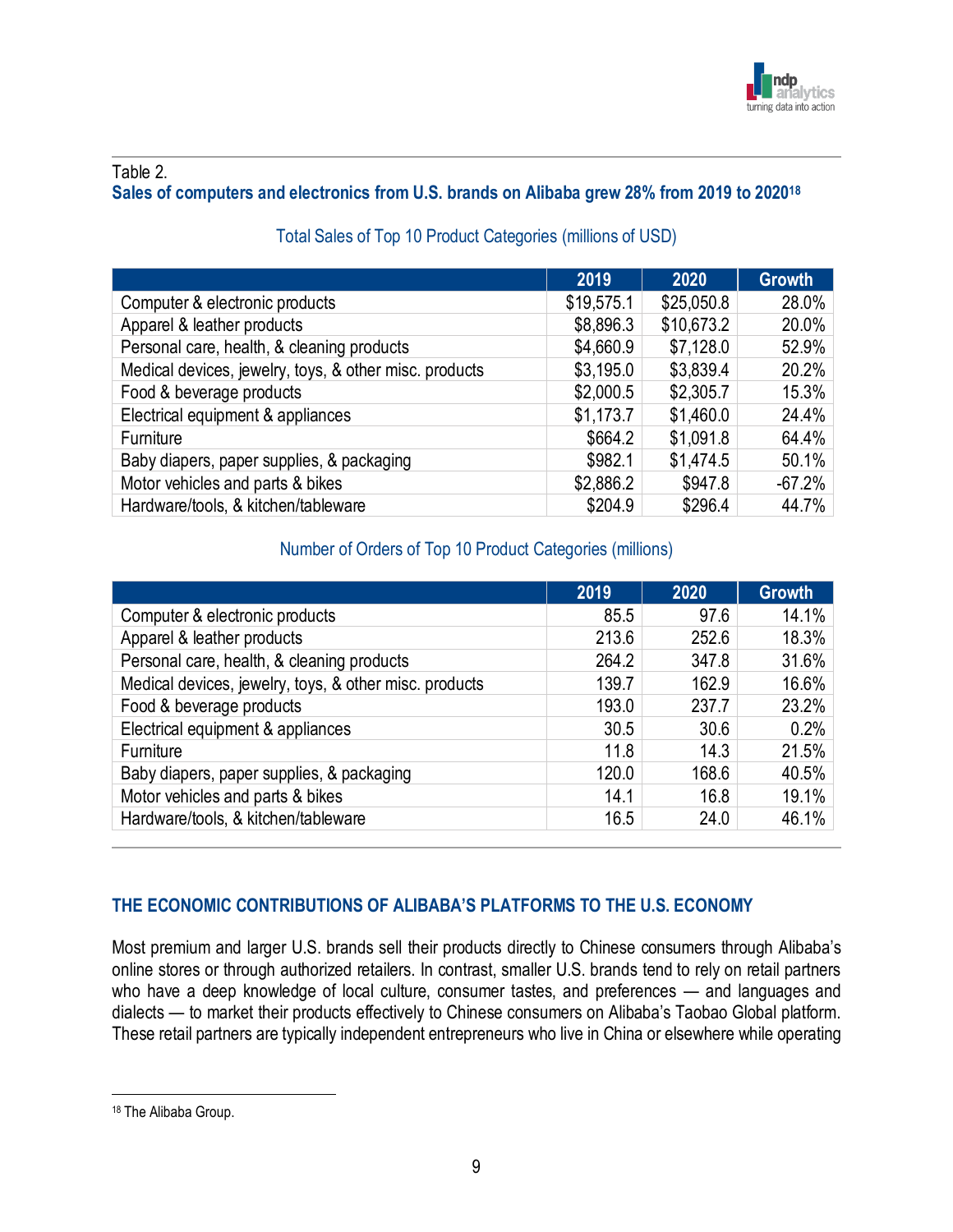Table 2.

**Sales of computers and electronics from U.S. brands on Alibaba grew 28% from 2019 to 2020[18]**

Total Sales of Top 10 Product Categories (millions of USD)

| | 2019 | 2020 | Growth |
|---|---|---|---|
| Computer & electronic products | $19,575.1 | $25,050.8 | 28.0% |
| Apparel & leather products | $8,896.3 | $10,673.2 | 20.0% |
| Personal care, health, & cleaning products | $4,660.9 | $7,128.0 | 52.9% |
| Medical devices, jewelry, toys, & other misc. products | $3,195.0 | $3,839.4 | 20.2% |
| Food & beverage products | $2,000.5 | $2,305.7 | 15.3% |
| Electrical equipment & appliances | $1,173.7 | $1,460.0 | 24.4% |
| Furniture | $664.2 | $1,091.8 | 64.4% |
| Baby diapers, paper supplies, & packaging | $982.1 | $1,474.5 | 50.1% |
| Motor vehicles and parts & bikes | $2,886.2 | $947.8 | -67.2% |
| Hardware/tools, & kitchen/tableware | $204.9 | $296.4 | 44.7% |

Number of Orders of Top 10 Product Categories (millions)

| | 2019 | 2020 | Growth |
|---|---|---|---|
| Computer & electronic products | 85.5 | 97.6 | 14.1% |
| Apparel & leather products | 213.6 | 252.6 | 18.3% |
| Personal care, health, & cleaning products | 264.2 | 347.8 | 31.6% |
| Medical devices, jewelry, toys, & other misc. products | 139.7 | 162.9 | 16.6% |
| Food & beverage products | 193.0 | 237.7 | 23.2% |
| Electrical equipment & appliances | 30.5 | 30.6 | 0.2% |
| Furniture | 11.8 | 14.3 | 21.5% |
| Baby diapers, paper supplies, & packaging | 120.0 | 168.6 | 40.5% |
| Motor vehicles and parts & bikes | 14.1 | 16.8 | 19.1% |
| Hardware/tools, & kitchen/tableware | 16.5 | 24.0 | 46.1% |

## THE ECONOMIC CONTRIBUTIONS OF ALIBABA'S PLATFORMS TO THE U.S. ECONOMY

Most premium and larger U.S. brands sell their products directly to Chinese consumers through Alibaba's online stores or through authorized retailers. In contrast, smaller U.S. brands tend to rely on retail partners who have a deep knowledge of local culture, consumer tastes, and preferences — and languages and dialects — to market their products effectively to Chinese consumers on Alibaba's Taobao Global platform. These retail partners are typically independent entrepreneurs who live in China or elsewhere while operating

[18] The Alibaba Group.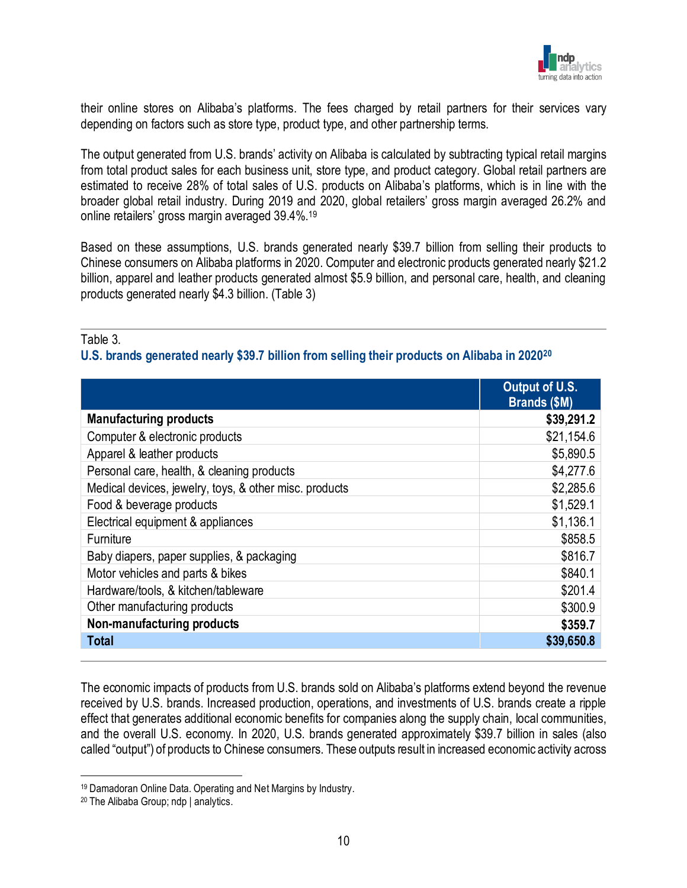their online stores on Alibaba's platforms. The fees charged by retail partners for their services vary depending on factors such as store type, product type, and other partnership terms.

The output generated from U.S. brands' activity on Alibaba is calculated by subtracting typical retail margins from total product sales for each business unit, store type, and product category. Global retail partners are estimated to receive 28% of total sales of U.S. products on Alibaba's platforms, which is in line with the broader global retail industry. During 2019 and 2020, global retailers' gross margin averaged 26.2% and online retailers' gross margin averaged 39.4%.[19]

Based on these assumptions, U.S. brands generated nearly $39.7 billion from selling their products to Chinese consumers on Alibaba platforms in 2020. Computer and electronic products generated nearly $21.2 billion, apparel and leather products generated almost $5.9 billion, and personal care, health, and cleaning products generated nearly $4.3 billion. (Table 3)

Table 3.

**U.S. brands generated nearly $39.7 billion from selling their products on Alibaba in 2020[20]**

| | Output of U.S. Brands ($M) |
|---|---|
| **Manufacturing products** | **$39,291.2** |
| Computer & electronic products | $21,154.6 |
| Apparel & leather products | $5,890.5 |
| Personal care, health, & cleaning products | $4,277.6 |
| Medical devices, jewelry, toys, & other misc. products | $2,285.6 |
| Food & beverage products | $1,529.1 |
| Electrical equipment & appliances | $1,136.1 |
| Furniture | $858.5 |
| Baby diapers, paper supplies, & packaging | $816.7 |
| Motor vehicles and parts & bikes | $840.1 |
| Hardware/tools, & kitchen/tableware | $201.4 |
| Other manufacturing products | $300.9 |
| **Non-manufacturing products** | **$359.7** |
| **Total** | **$39,650.8** |

The economic impacts of products from U.S. brands sold on Alibaba's platforms extend beyond the revenue received by U.S. brands. Increased production, operations, and investments of U.S. brands create a ripple effect that generates additional economic benefits for companies along the supply chain, local communities, and the overall U.S. economy. In 2020, U.S. brands generated approximately $39.7 billion in sales (also called "output") of products to Chinese consumers. These outputs result in increased economic activity across

[19] Damadoran Online Data. Operating and Net Margins by Industry.

[20] The Alibaba Group; ndp | analytics.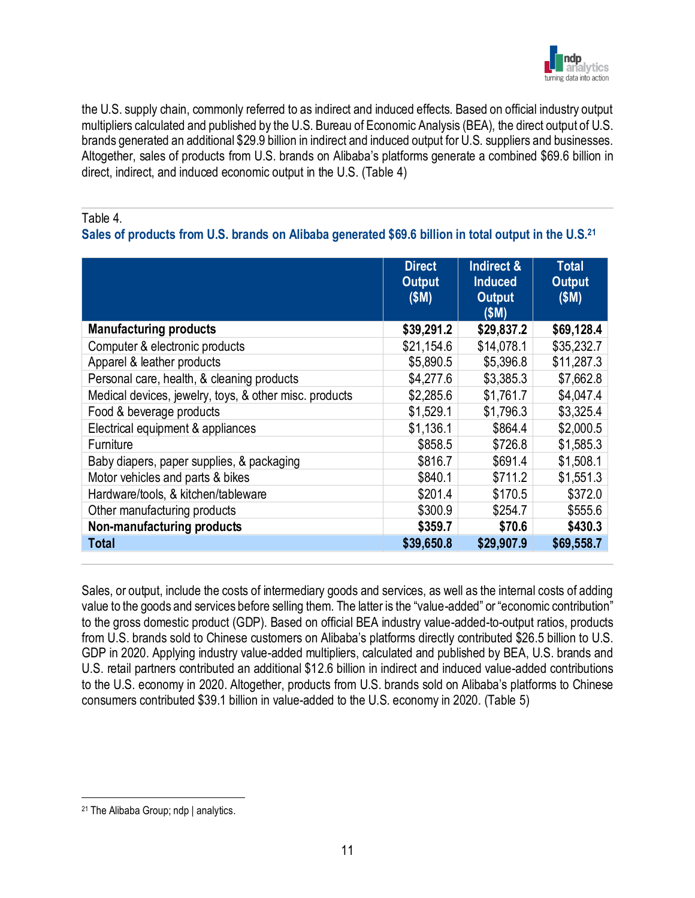the U.S. supply chain, commonly referred to as indirect and induced effects. Based on official industry output multipliers calculated and published by the U.S. Bureau of Economic Analysis (BEA), the direct output of U.S. brands generated an additional $29.9 billion in indirect and induced output for U.S. suppliers and businesses. Altogether, sales of products from U.S. brands on Alibaba's platforms generate a combined $69.6 billion in direct, indirect, and induced economic output in the U.S. (Table 4)

Table 4.

**Sales of products from U.S. brands on Alibaba generated $69.6 billion in total output in the U.S.[21]**

| | Direct Output ($M) | Indirect & Induced Output ($M) | Total Output ($M) |
|---|---|---|---|
| **Manufacturing products** | **$39,291.2** | **$29,837.2** | **$69,128.4** |
| Computer & electronic products | $21,154.6 | $14,078.1 | $35,232.7 |
| Apparel & leather products | $5,890.5 | $5,396.8 | $11,287.3 |
| Personal care, health, & cleaning products | $4,277.6 | $3,385.3 | $7,662.8 |
| Medical devices, jewelry, toys, & other misc. products | $2,285.6 | $1,761.7 | $4,047.4 |
| Food & beverage products | $1,529.1 | $1,796.3 | $3,325.4 |
| Electrical equipment & appliances | $1,136.1 | $864.4 | $2,000.5 |
| Furniture | $858.5 | $726.8 | $1,585.3 |
| Baby diapers, paper supplies, & packaging | $816.7 | $691.4 | $1,508.1 |
| Motor vehicles and parts & bikes | $840.1 | $711.2 | $1,551.3 |
| Hardware/tools, & kitchen/tableware | $201.4 | $170.5 | $372.0 |
| Other manufacturing products | $300.9 | $254.7 | $555.6 |
| **Non-manufacturing products** | **$359.7** | **$70.6** | **$430.3** |
| **Total** | **$39,650.8** | **$29,907.9** | **$69,558.7** |

Sales, or output, include the costs of intermediary goods and services, as well as the internal costs of adding value to the goods and services before selling them. The latter is the "value-added" or "economic contribution" to the gross domestic product (GDP). Based on official BEA industry value-added-to-output ratios, products from U.S. brands sold to Chinese customers on Alibaba's platforms directly contributed $26.5 billion to U.S. GDP in 2020. Applying industry value-added multipliers, calculated and published by BEA, U.S. brands and U.S. retail partners contributed an additional $12.6 billion in indirect and induced value-added contributions to the U.S. economy in 2020. Altogether, products from U.S. brands sold on Alibaba's platforms to Chinese consumers contributed $39.1 billion in value-added to the U.S. economy in 2020. (Table 5)

[21] The Alibaba Group; ndp | analytics.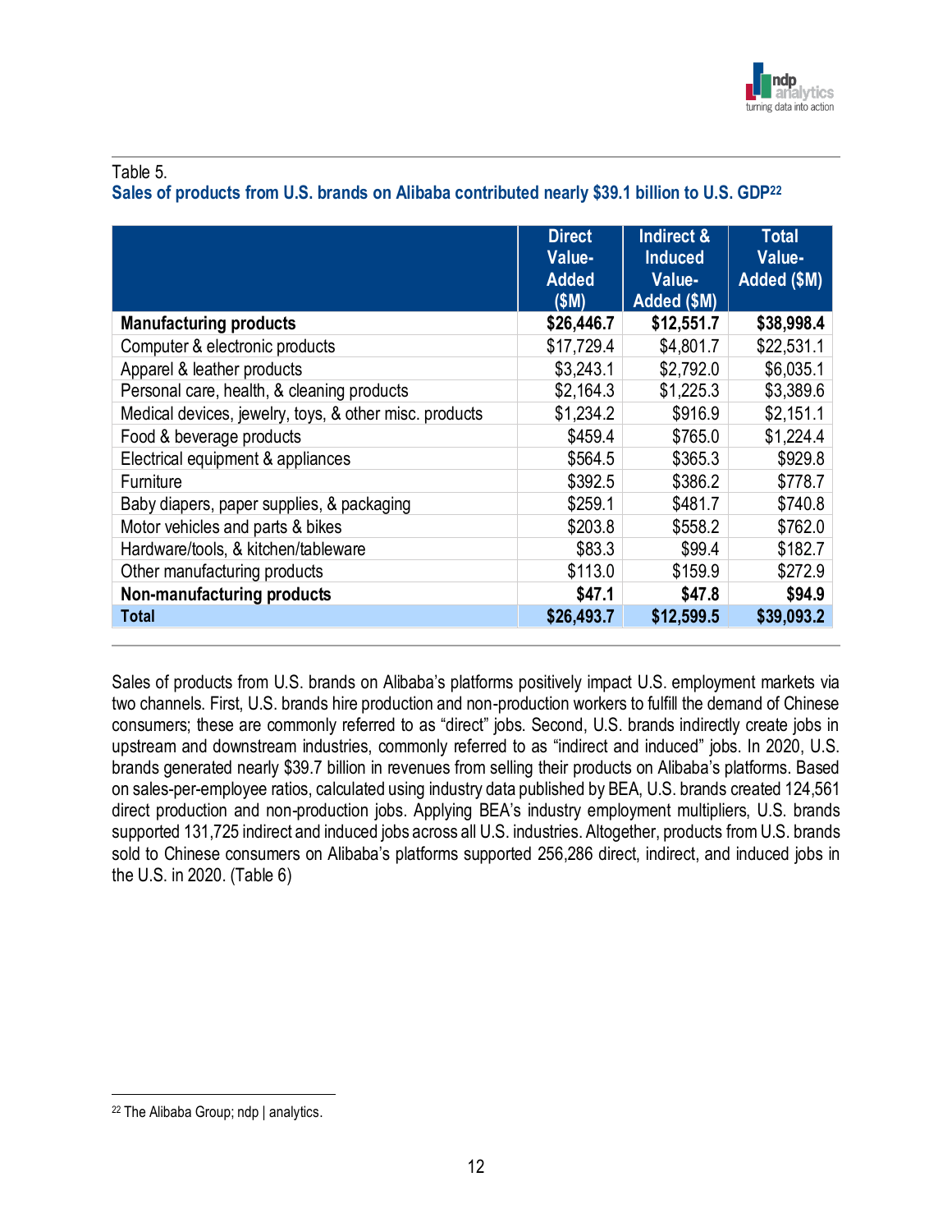Table 5.

**Sales of products from U.S. brands on Alibaba contributed nearly $39.1 billion to U.S. GDP**[22]

| | Direct Value-Added ($M) | Indirect & Induced Value-Added ($M) | Total Value-Added ($M) |
|---|---|---|---|
| **Manufacturing products** | **$26,446.7** | **$12,551.7** | **$38,998.4** |
| Computer & electronic products | $17,729.4 | $4,801.7 | $22,531.1 |
| Apparel & leather products | $3,243.1 | $2,792.0 | $6,035.1 |
| Personal care, health, & cleaning products | $2,164.3 | $1,225.3 | $3,389.6 |
| Medical devices, jewelry, toys, & other misc. products | $1,234.2 | $916.9 | $2,151.1 |
| Food & beverage products | $459.4 | $765.0 | $1,224.4 |
| Electrical equipment & appliances | $564.5 | $365.3 | $929.8 |
| Furniture | $392.5 | $386.2 | $778.7 |
| Baby diapers, paper supplies, & packaging | $259.1 | $481.7 | $740.8 |
| Motor vehicles and parts & bikes | $203.8 | $558.2 | $762.0 |
| Hardware/tools, & kitchen/tableware | $83.3 | $99.4 | $182.7 |
| Other manufacturing products | $113.0 | $159.9 | $272.9 |
| **Non-manufacturing products** | **$47.1** | **$47.8** | **$94.9** |
| **Total** | **$26,493.7** | **$12,599.5** | **$39,093.2** |

Sales of products from U.S. brands on Alibaba's platforms positively impact U.S. employment markets via two channels. First, U.S. brands hire production and non-production workers to fulfill the demand of Chinese consumers; these are commonly referred to as "direct" jobs. Second, U.S. brands indirectly create jobs in upstream and downstream industries, commonly referred to as "indirect and induced" jobs. In 2020, U.S. brands generated nearly $39.7 billion in revenues from selling their products on Alibaba's platforms. Based on sales-per-employee ratios, calculated using industry data published by BEA, U.S. brands created 124,561 direct production and non-production jobs. Applying BEA's industry employment multipliers, U.S. brands supported 131,725 indirect and induced jobs across all U.S. industries. Altogether, products from U.S. brands sold to Chinese consumers on Alibaba's platforms supported 256,286 direct, indirect, and induced jobs in the U.S. in 2020. (Table 6)

[22] The Alibaba Group; ndp | analytics.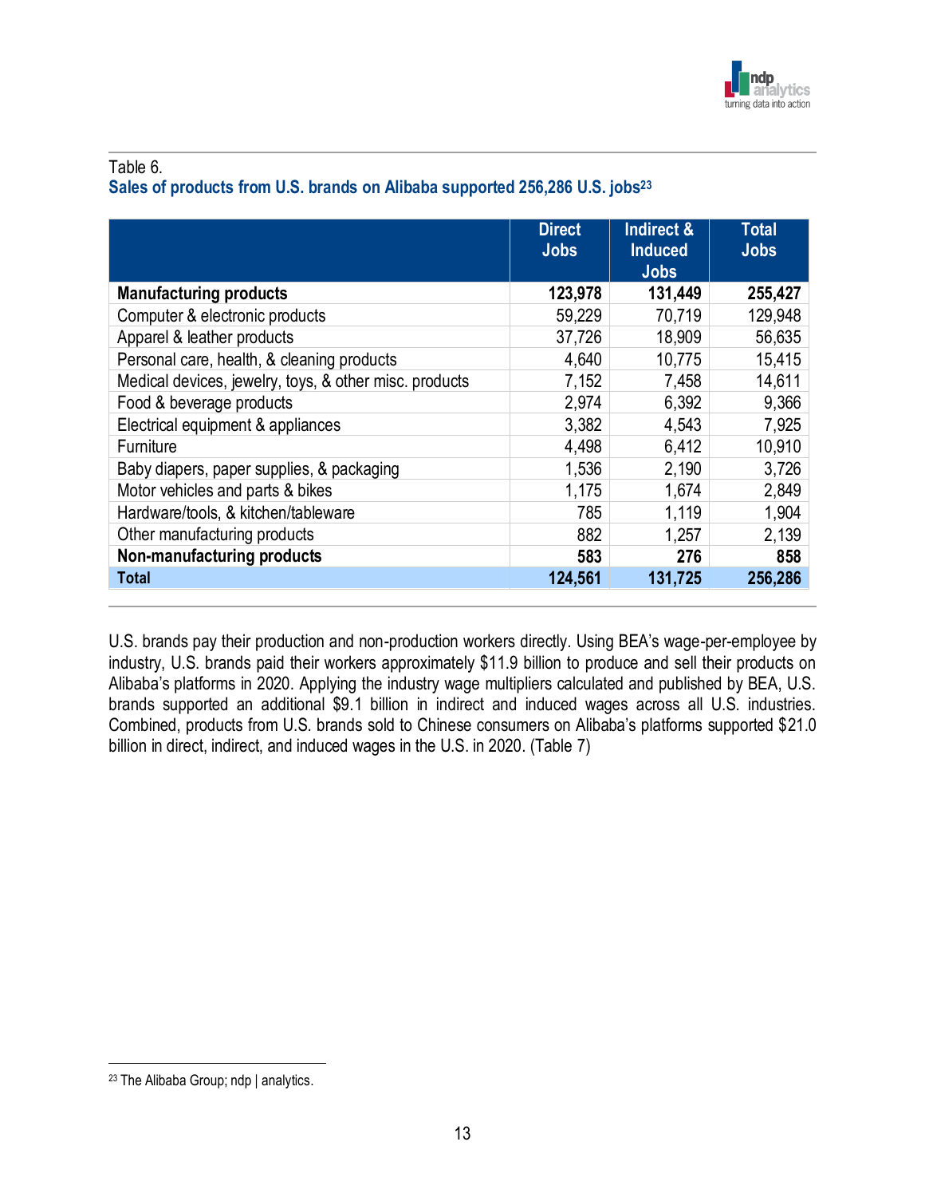Table 6.

**Sales of products from U.S. brands on Alibaba supported 256,286 U.S. jobs[23]**

| | Direct Jobs | Indirect & Induced Jobs | Total Jobs |
|---|---|---|---|
| **Manufacturing products** | **123,978** | **131,449** | **255,427** |
| Computer & electronic products | 59,229 | 70,719 | 129,948 |
| Apparel & leather products | 37,726 | 18,909 | 56,635 |
| Personal care, health, & cleaning products | 4,640 | 10,775 | 15,415 |
| Medical devices, jewelry, toys, & other misc. products | 7,152 | 7,458 | 14,611 |
| Food & beverage products | 2,974 | 6,392 | 9,366 |
| Electrical equipment & appliances | 3,382 | 4,543 | 7,925 |
| Furniture | 4,498 | 6,412 | 10,910 |
| Baby diapers, paper supplies, & packaging | 1,536 | 2,190 | 3,726 |
| Motor vehicles and parts & bikes | 1,175 | 1,674 | 2,849 |
| Hardware/tools, & kitchen/tableware | 785 | 1,119 | 1,904 |
| Other manufacturing products | 882 | 1,257 | 2,139 |
| **Non-manufacturing products** | **583** | **276** | **858** |
| **Total** | **124,561** | **131,725** | **256,286** |

U.S. brands pay their production and non-production workers directly. Using BEA's wage-per-employee by industry, U.S. brands paid their workers approximately $11.9 billion to produce and sell their products on Alibaba's platforms in 2020. Applying the industry wage multipliers calculated and published by BEA, U.S. brands supported an additional $9.1 billion in indirect and induced wages across all U.S. industries. Combined, products from U.S. brands sold to Chinese consumers on Alibaba's platforms supported $21.0 billion in direct, indirect, and induced wages in the U.S. in 2020. (Table 7)

[23] The Alibaba Group; ndp | analytics.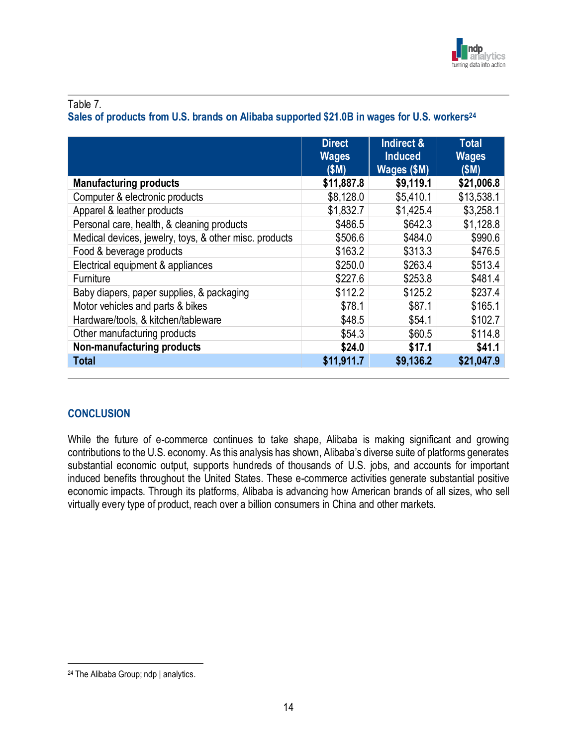Table 7.

**Sales of products from U.S. brands on Alibaba supported $21.0B in wages for U.S. workers[24]**

| | Direct Wages ($M) | Indirect & Induced Wages ($M) | Total Wages ($M) |
|---|---|---|---|
| **Manufacturing products** | **$11,887.8** | **$9,119.1** | **$21,006.8** |
| Computer & electronic products | $8,128.0 | $5,410.1 | $13,538.1 |
| Apparel & leather products | $1,832.7 | $1,425.4 | $3,258.1 |
| Personal care, health, & cleaning products | $486.5 | $642.3 | $1,128.8 |
| Medical devices, jewelry, toys, & other misc. products | $506.6 | $484.0 | $990.6 |
| Food & beverage products | $163.2 | $313.3 | $476.5 |
| Electrical equipment & appliances | $250.0 | $263.4 | $513.4 |
| Furniture | $227.6 | $253.8 | $481.4 |
| Baby diapers, paper supplies, & packaging | $112.2 | $125.2 | $237.4 |
| Motor vehicles and parts & bikes | $78.1 | $87.1 | $165.1 |
| Hardware/tools, & kitchen/tableware | $48.5 | $54.1 | $102.7 |
| Other manufacturing products | $54.3 | $60.5 | $114.8 |
| **Non-manufacturing products** | **$24.0** | **$17.1** | **$41.1** |
| **Total** | **$11,911.7** | **$9,136.2** | **$21,047.9** |

## CONCLUSION

While the future of e-commerce continues to take shape, Alibaba is making significant and growing contributions to the U.S. economy. As this analysis has shown, Alibaba's diverse suite of platforms generates substantial economic output, supports hundreds of thousands of U.S. jobs, and accounts for important induced benefits throughout the United States. These e-commerce activities generate substantial positive economic impacts. Through its platforms, Alibaba is advancing how American brands of all sizes, who sell virtually every type of product, reach over a billion consumers in China and other markets.

[24] The Alibaba Group; ndp | analytics.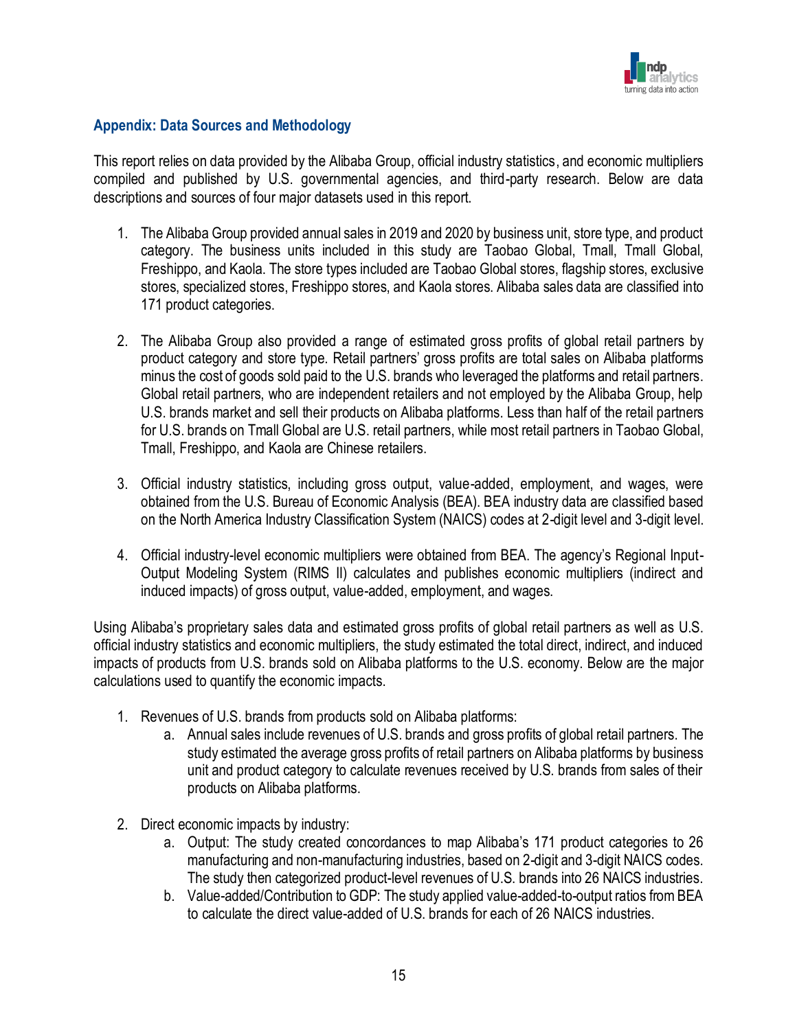## Appendix: Data Sources and Methodology

This report relies on data provided by the Alibaba Group, official industry statistics, and economic multipliers compiled and published by U.S. governmental agencies, and third-party research. Below are data descriptions and sources of four major datasets used in this report.

1. The Alibaba Group provided annual sales in 2019 and 2020 by business unit, store type, and product category. The business units included in this study are Taobao Global, Tmall, Tmall Global, Freshippo, and Kaola. The store types included are Taobao Global stores, flagship stores, exclusive stores, specialized stores, Freshippo stores, and Kaola stores. Alibaba sales data are classified into 171 product categories.

2. The Alibaba Group also provided a range of estimated gross profits of global retail partners by product category and store type. Retail partners' gross profits are total sales on Alibaba platforms minus the cost of goods sold paid to the U.S. brands who leveraged the platforms and retail partners. Global retail partners, who are independent retailers and not employed by the Alibaba Group, help U.S. brands market and sell their products on Alibaba platforms. Less than half of the retail partners for U.S. brands on Tmall Global are U.S. retail partners, while most retail partners in Taobao Global, Tmall, Freshippo, and Kaola are Chinese retailers.

3. Official industry statistics, including gross output, value-added, employment, and wages, were obtained from the U.S. Bureau of Economic Analysis (BEA). BEA industry data are classified based on the North America Industry Classification System (NAICS) codes at 2-digit level and 3-digit level.

4. Official industry-level economic multipliers were obtained from BEA. The agency's Regional Input-Output Modeling System (RIMS II) calculates and publishes economic multipliers (indirect and induced impacts) of gross output, value-added, employment, and wages.

Using Alibaba's proprietary sales data and estimated gross profits of global retail partners as well as U.S. official industry statistics and economic multipliers, the study estimated the total direct, indirect, and induced impacts of products from U.S. brands sold on Alibaba platforms to the U.S. economy. Below are the major calculations used to quantify the economic impacts.

1. Revenues of U.S. brands from products sold on Alibaba platforms:
   a. Annual sales include revenues of U.S. brands and gross profits of global retail partners. The study estimated the average gross profits of retail partners on Alibaba platforms by business unit and product category to calculate revenues received by U.S. brands from sales of their products on Alibaba platforms.

2. Direct economic impacts by industry:
   a. Output: The study created concordances to map Alibaba's 171 product categories to 26 manufacturing and non-manufacturing industries, based on 2-digit and 3-digit NAICS codes. The study then categorized product-level revenues of U.S. brands into 26 NAICS industries.
   b. Value-added/Contribution to GDP: The study applied value-added-to-output ratios from BEA to calculate the direct value-added of U.S. brands for each of 26 NAICS industries.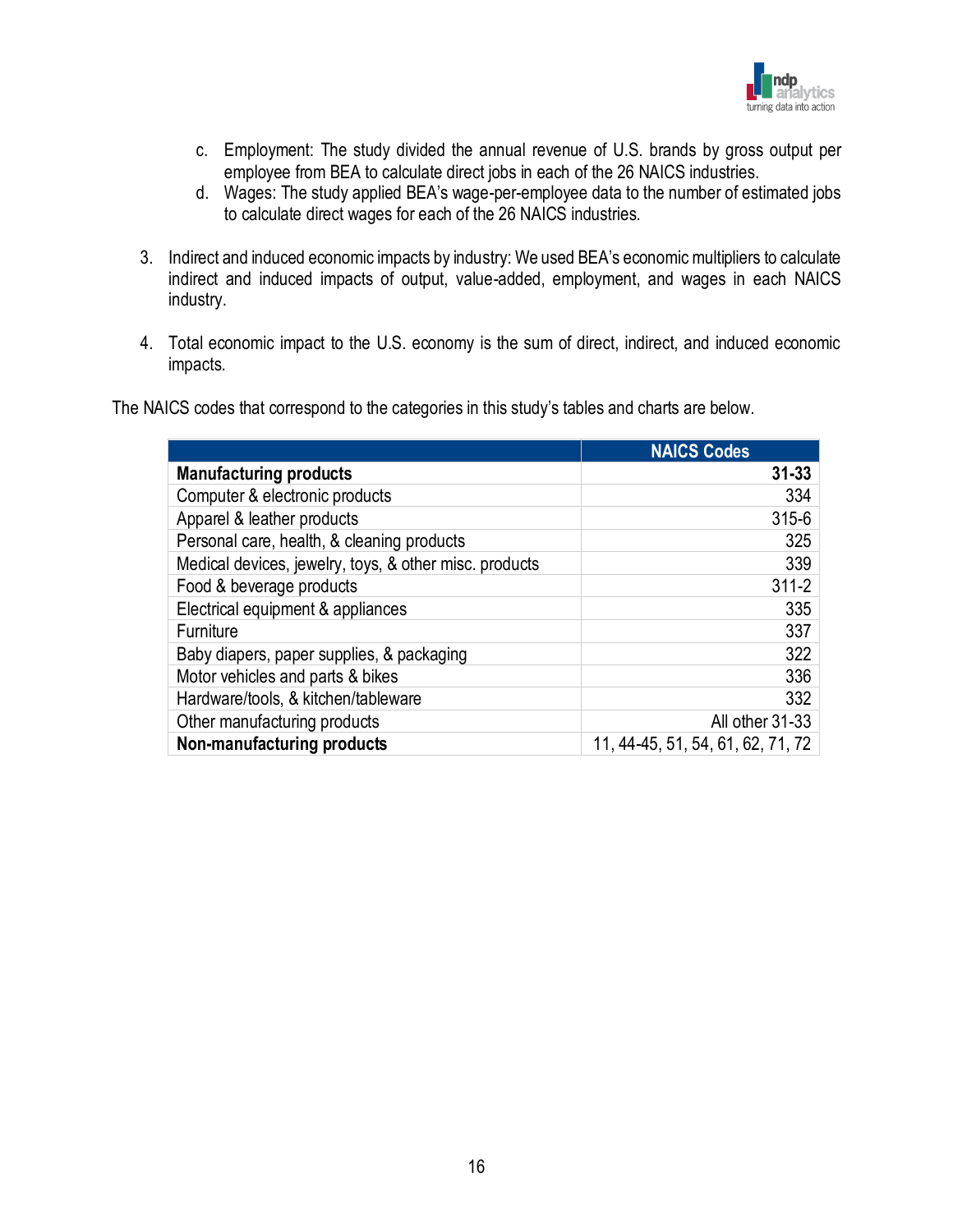c. Employment: The study divided the annual revenue of U.S. brands by gross output per employee from BEA to calculate direct jobs in each of the 26 NAICS industries.
d. Wages: The study applied BEA's wage-per-employee data to the number of estimated jobs to calculate direct wages for each of the 26 NAICS industries.

3. Indirect and induced economic impacts by industry: We used BEA's economic multipliers to calculate indirect and induced impacts of output, value-added, employment, and wages in each NAICS industry.

4. Total economic impact to the U.S. economy is the sum of direct, indirect, and induced economic impacts.

The NAICS codes that correspond to the categories in this study's tables and charts are below.

| | NAICS Codes |
|---|---:|
| **Manufacturing products** | **31-33** |
| Computer & electronic products | 334 |
| Apparel & leather products | 315-6 |
| Personal care, health, & cleaning products | 325 |
| Medical devices, jewelry, toys, & other misc. products | 339 |
| Food & beverage products | 311-2 |
| Electrical equipment & appliances | 335 |
| Furniture | 337 |
| Baby diapers, paper supplies, & packaging | 322 |
| Motor vehicles and parts & bikes | 336 |
| Hardware/tools, & kitchen/tableware | 332 |
| Other manufacturing products | All other 31-33 |
| **Non-manufacturing products** | 11, 44-45, 51, 54, 61, 62, 71, 72 |